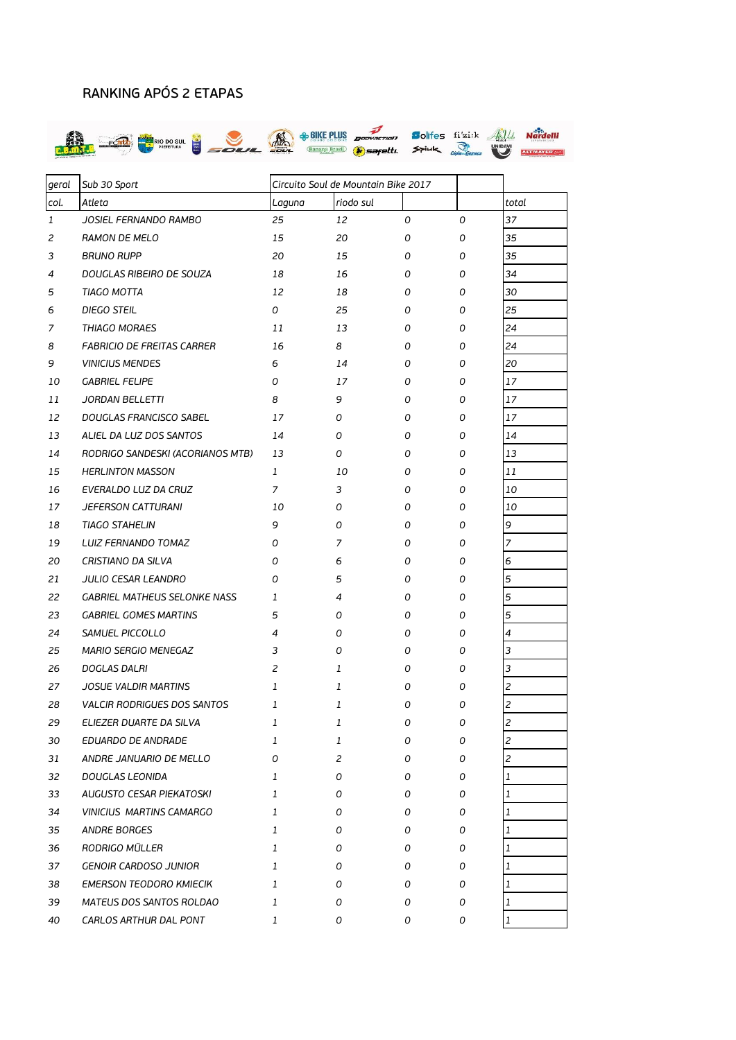# RANKING APÓS 2 ETAPAS

| geral | Sub 30 Sport | Circuito Soul de Mountain Bike 2017 | | | | |
|---|---|---|---|---|---|---|
| col. | Atleta | Laguna | riodo sul | | | total |
| 1 | JOSIEL FERNANDO RAMBO | 25 | 12 | 0 | 0 | 37 |
| 2 | RAMON DE MELO | 15 | 20 | 0 | 0 | 35 |
| 3 | BRUNO RUPP | 20 | 15 | 0 | 0 | 35 |
| 4 | DOUGLAS RIBEIRO DE SOUZA | 18 | 16 | 0 | 0 | 34 |
| 5 | TIAGO MOTTA | 12 | 18 | 0 | 0 | 30 |
| 6 | DIEGO STEIL | 0 | 25 | 0 | 0 | 25 |
| 7 | THIAGO MORAES | 11 | 13 | 0 | 0 | 24 |
| 8 | FABRICIO DE FREITAS CARRER | 16 | 8 | 0 | 0 | 24 |
| 9 | VINICIUS MENDES | 6 | 14 | 0 | 0 | 20 |
| 10 | GABRIEL FELIPE | 0 | 17 | 0 | 0 | 17 |
| 11 | JORDAN BELLETTI | 8 | 9 | 0 | 0 | 17 |
| 12 | DOUGLAS FRANCISCO SABEL | 17 | 0 | 0 | 0 | 17 |
| 13 | ALIEL DA LUZ DOS SANTOS | 14 | 0 | 0 | 0 | 14 |
| 14 | RODRIGO SANDESKI (ACORIANOS MTB) | 13 | 0 | 0 | 0 | 13 |
| 15 | HERLINTON MASSON | 1 | 10 | 0 | 0 | 11 |
| 16 | EVERALDO LUZ DA CRUZ | 7 | 3 | 0 | 0 | 10 |
| 17 | JEFERSON CATTURANI | 10 | 0 | 0 | 0 | 10 |
| 18 | TIAGO STAHELIN | 9 | 0 | 0 | 0 | 9 |
| 19 | LUIZ FERNANDO TOMAZ | 0 | 7 | 0 | 0 | 7 |
| 20 | CRISTIANO DA SILVA | 0 | 6 | 0 | 0 | 6 |
| 21 | JULIO CESAR LEANDRO | 0 | 5 | 0 | 0 | 5 |
| 22 | GABRIEL MATHEUS SELONKE NASS | 1 | 4 | 0 | 0 | 5 |
| 23 | GABRIEL GOMES MARTINS | 5 | 0 | 0 | 0 | 5 |
| 24 | SAMUEL PICCOLLO | 4 | 0 | 0 | 0 | 4 |
| 25 | MARIO SERGIO MENEGAZ | 3 | 0 | 0 | 0 | 3 |
| 26 | DOGLAS DALRI | 2 | 1 | 0 | 0 | 3 |
| 27 | JOSUE VALDIR MARTINS | 1 | 1 | 0 | 0 | 2 |
| 28 | VALCIR RODRIGUES DOS SANTOS | 1 | 1 | 0 | 0 | 2 |
| 29 | ELIEZER DUARTE DA SILVA | 1 | 1 | 0 | 0 | 2 |
| 30 | EDUARDO DE ANDRADE | 1 | 1 | 0 | 0 | 2 |
| 31 | ANDRE JANUARIO DE MELLO | 0 | 2 | 0 | 0 | 2 |
| 32 | DOUGLAS LEONIDA | 1 | 0 | 0 | 0 | 1 |
| 33 | AUGUSTO CESAR PIEKATOSKI | 1 | 0 | 0 | 0 | 1 |
| 34 | VINICIUS MARTINS CAMARGO | 1 | 0 | 0 | 0 | 1 |
| 35 | ANDRE BORGES | 1 | 0 | 0 | 0 | 1 |
| 36 | RODRIGO MÜLLER | 1 | 0 | 0 | 0 | 1 |
| 37 | GENOIR CARDOSO JUNIOR | 1 | 0 | 0 | 0 | 1 |
| 38 | EMERSON TEODORO KMIECIK | 1 | 0 | 0 | 0 | 1 |
| 39 | MATEUS DOS SANTOS ROLDAO | 1 | 0 | 0 | 0 | 1 |
| 40 | CARLOS ARTHUR DAL PONT | 1 | 0 | 0 | 0 | 1 |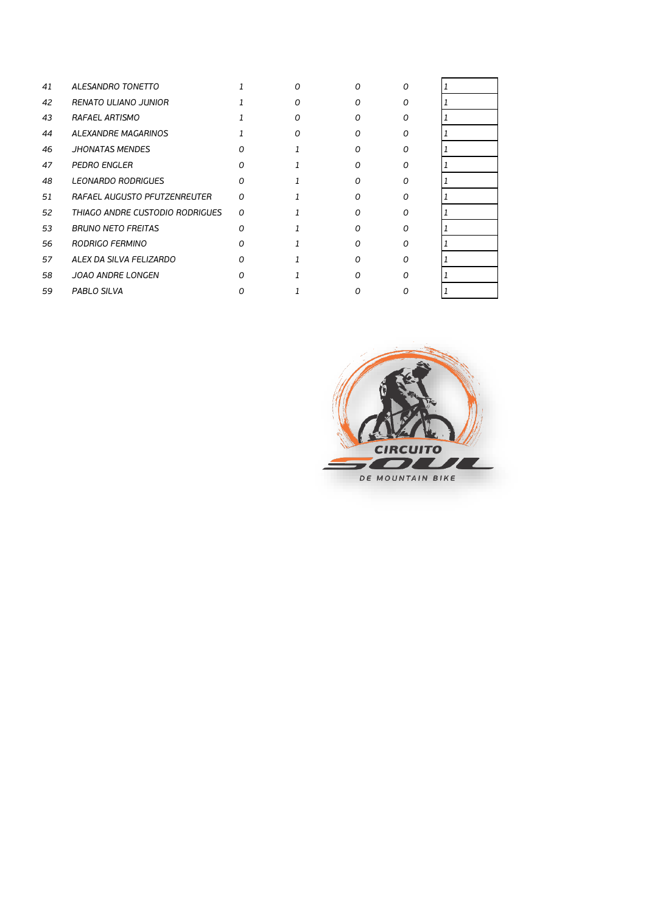| | | | | | | |
|---|---|---|---|---|---|---|
| 41 | ALESANDRO TONETTO | 1 | 0 | 0 | 0 | 1 |
| 42 | RENATO ULIANO JUNIOR | 1 | 0 | 0 | 0 | 1 |
| 43 | RAFAEL ARTISMO | 1 | 0 | 0 | 0 | 1 |
| 44 | ALEXANDRE MAGARINOS | 1 | 0 | 0 | 0 | 1 |
| 46 | JHONATAS MENDES | 0 | 1 | 0 | 0 | 1 |
| 47 | PEDRO ENGLER | 0 | 1 | 0 | 0 | 1 |
| 48 | LEONARDO RODRIGUES | 0 | 1 | 0 | 0 | 1 |
| 51 | RAFAEL AUGUSTO PFUTZENREUTER | 0 | 1 | 0 | 0 | 1 |
| 52 | THIAGO ANDRE CUSTODIO RODRIGUES | 0 | 1 | 0 | 0 | 1 |
| 53 | BRUNO NETO FREITAS | 0 | 1 | 0 | 0 | 1 |
| 56 | RODRIGO FERMINO | 0 | 1 | 0 | 0 | 1 |
| 57 | ALEX DA SILVA FELIZARDO | 0 | 1 | 0 | 0 | 1 |
| 58 | JOAO ANDRE LONGEN | 0 | 1 | 0 | 0 | 1 |
| 59 | PABLO SILVA | 0 | 1 | 0 | 0 | 1 |

CIRCUITO SOUL DE MOUNTAIN BIKE